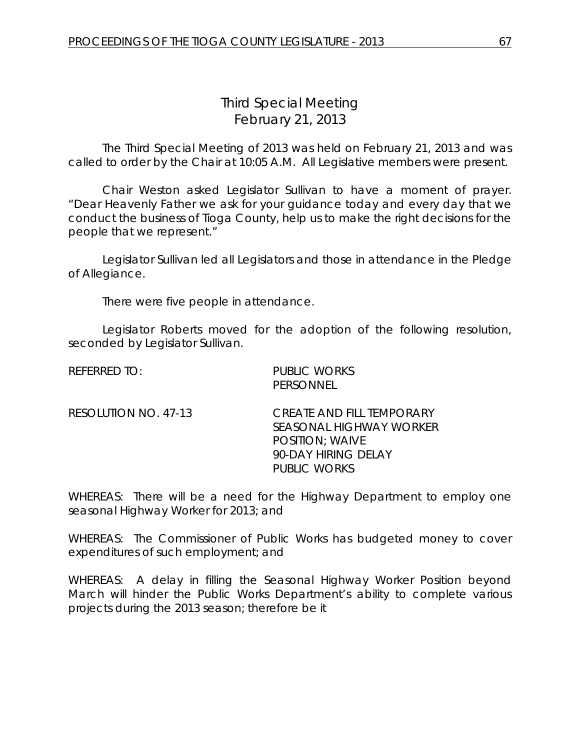# Third Special Meeting
## February 21, 2013

The Third Special Meeting of 2013 was held on February 21, 2013 and was called to order by the Chair at 10:05 A.M. All Legislative members were present.

Chair Weston asked Legislator Sullivan to have a moment of prayer. "Dear Heavenly Father we ask for your guidance today and every day that we conduct the business of Tioga County, help us to make the right decisions for the people that we represent."

Legislator Sullivan led all Legislators and those in attendance in the Pledge of Allegiance.

There were five people in attendance.

Legislator Roberts moved for the adoption of the following resolution, seconded by Legislator Sullivan.

REFERRED TO: PUBLIC WORKS
PERSONNEL

RESOLUTION NO. 47-13 CREATE AND FILL TEMPORARY SEASONAL HIGHWAY WORKER POSITION; WAIVE 90-DAY HIRING DELAY PUBLIC WORKS

WHEREAS: There will be a need for the Highway Department to employ one seasonal Highway Worker for 2013; and

WHEREAS: The Commissioner of Public Works has budgeted money to cover expenditures of such employment; and

WHEREAS: A delay in filling the Seasonal Highway Worker Position beyond March will hinder the Public Works Department's ability to complete various projects during the 2013 season; therefore be it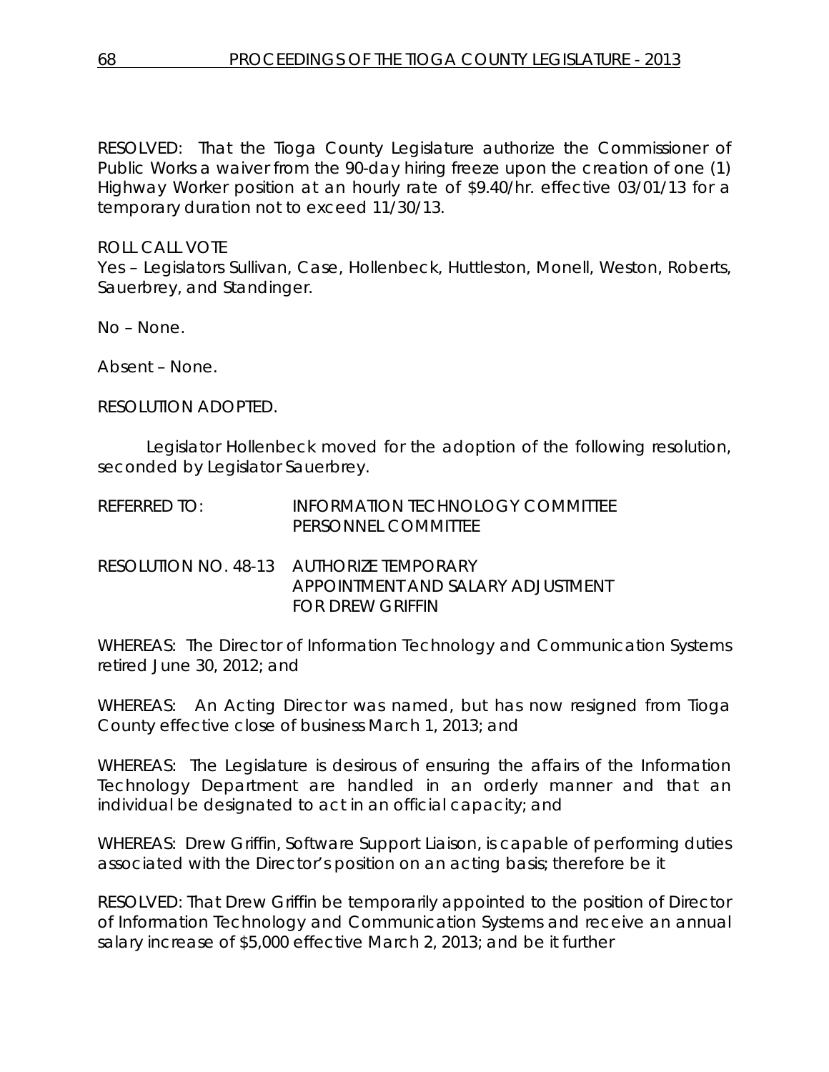RESOLVED: That the Tioga County Legislature authorize the Commissioner of Public Works a waiver from the 90-day hiring freeze upon the creation of one (1) Highway Worker position at an hourly rate of $9.40/hr. effective 03/01/13 for a temporary duration not to exceed 11/30/13.

ROLL CALL VOTE
Yes – Legislators Sullivan, Case, Hollenbeck, Huttleston, Monell, Weston, Roberts, Sauerbrey, and Standinger.

No – None.

Absent – None.

RESOLUTION ADOPTED.

Legislator Hollenbeck moved for the adoption of the following resolution, seconded by Legislator Sauerbrey.

REFERRED TO: INFORMATION TECHNOLOGY COMMITTEE
PERSONNEL COMMITTEE

RESOLUTION NO. 48-13 AUTHORIZE TEMPORARY APPOINTMENT AND SALARY ADJUSTMENT FOR DREW GRIFFIN

WHEREAS: The Director of Information Technology and Communication Systems retired June 30, 2012; and

WHEREAS: An Acting Director was named, but has now resigned from Tioga County effective close of business March 1, 2013; and

WHEREAS: The Legislature is desirous of ensuring the affairs of the Information Technology Department are handled in an orderly manner and that an individual be designated to act in an official capacity; and

WHEREAS: Drew Griffin, Software Support Liaison, is capable of performing duties associated with the Director's position on an acting basis; therefore be it

RESOLVED: That Drew Griffin be temporarily appointed to the position of Director of Information Technology and Communication Systems and receive an annual salary increase of $5,000 effective March 2, 2013; and be it further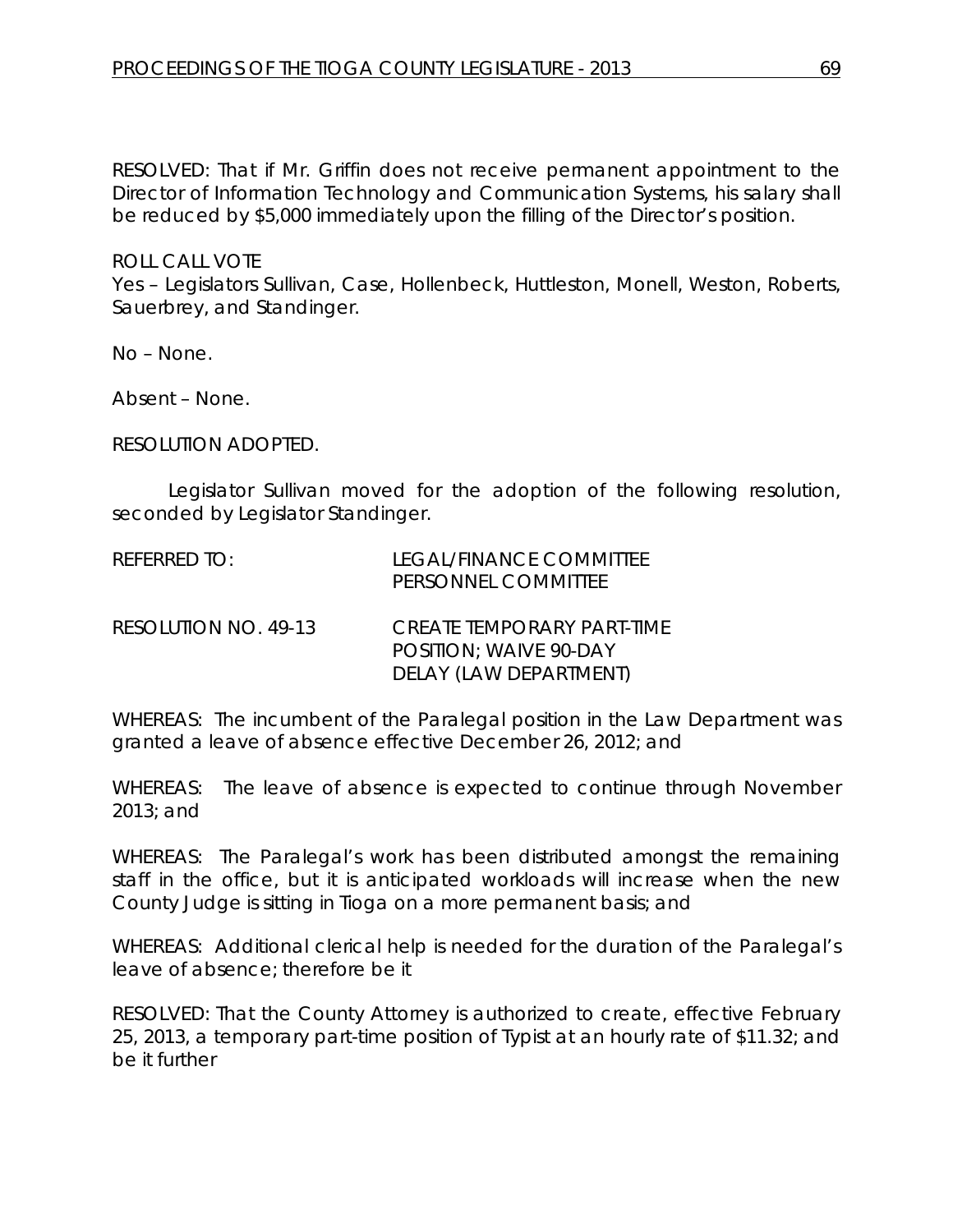RESOLVED: That if Mr. Griffin does not receive permanent appointment to the Director of Information Technology and Communication Systems, his salary shall be reduced by $5,000 immediately upon the filling of the Director's position.

ROLL CALL VOTE
Yes – Legislators Sullivan, Case, Hollenbeck, Huttleston, Monell, Weston, Roberts, Sauerbrey, and Standinger.

No – None.

Absent – None.

RESOLUTION ADOPTED.

Legislator Sullivan moved for the adoption of the following resolution, seconded by Legislator Standinger.

REFERRED TO: LEGAL/FINANCE COMMITTEE
PERSONNEL COMMITTEE

RESOLUTION NO. 49-13 CREATE TEMPORARY PART-TIME POSITION; WAIVE 90-DAY DELAY (LAW DEPARTMENT)

WHEREAS: The incumbent of the Paralegal position in the Law Department was granted a leave of absence effective December 26, 2012; and

WHEREAS: The leave of absence is expected to continue through November 2013; and

WHEREAS: The Paralegal's work has been distributed amongst the remaining staff in the office, but it is anticipated workloads will increase when the new County Judge is sitting in Tioga on a more permanent basis; and

WHEREAS: Additional clerical help is needed for the duration of the Paralegal's leave of absence; therefore be it

RESOLVED: That the County Attorney is authorized to create, effective February 25, 2013, a temporary part-time position of Typist at an hourly rate of $11.32; and be it further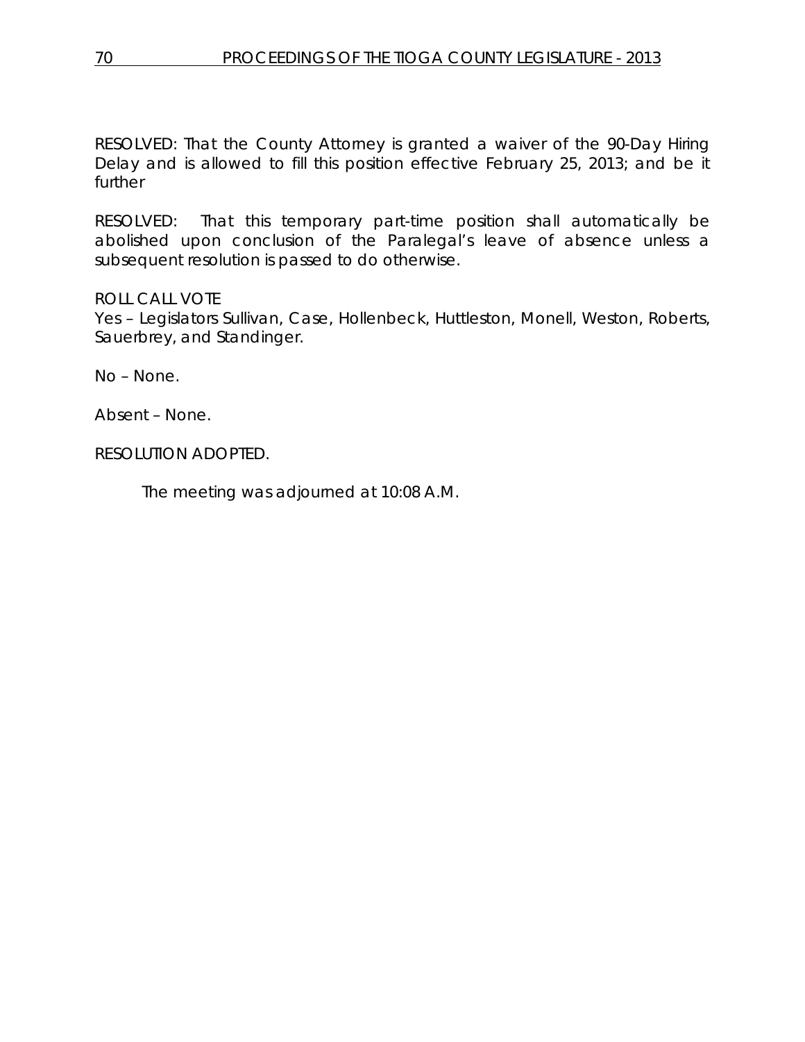RESOLVED: That the County Attorney is granted a waiver of the 90-Day Hiring Delay and is allowed to fill this position effective February 25, 2013; and be it further

RESOLVED: That this temporary part-time position shall automatically be abolished upon conclusion of the Paralegal's leave of absence unless a subsequent resolution is passed to do otherwise.

ROLL CALL VOTE
Yes – Legislators Sullivan, Case, Hollenbeck, Huttleston, Monell, Weston, Roberts, Sauerbrey, and Standinger.

No – None.

Absent – None.

RESOLUTION ADOPTED.

The meeting was adjourned at 10:08 A.M.